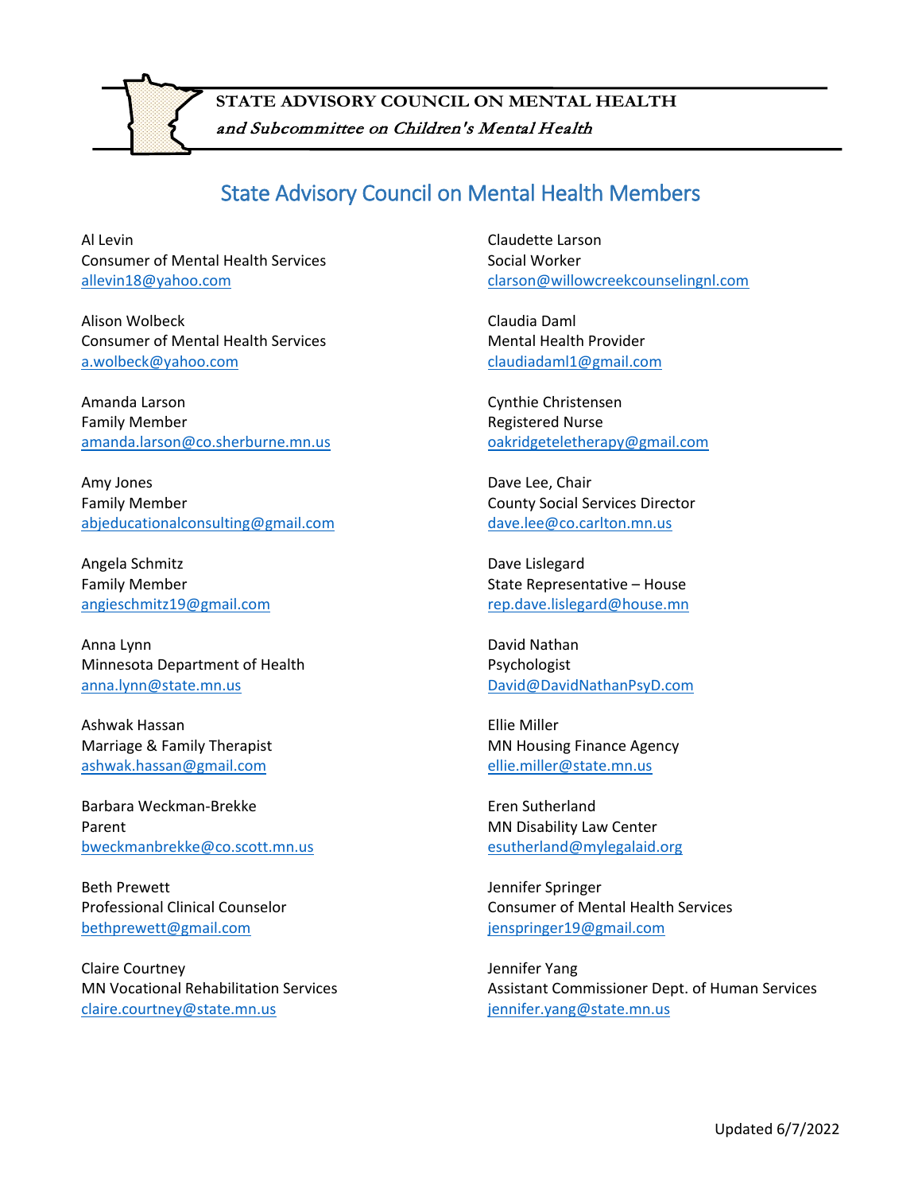**STATE ADVISORY COUNCIL ON MENTAL HEALTH**
*and Subcommittee on Children's Mental Health*

# State Advisory Council on Mental Health Members

Al Levin
Consumer of Mental Health Services
allevin18@yahoo.com

Alison Wolbeck
Consumer of Mental Health Services
a.wolbeck@yahoo.com

Amanda Larson
Family Member
amanda.larson@co.sherburne.mn.us

Amy Jones
Family Member
abjeducationalconsulting@gmail.com

Angela Schmitz
Family Member
angieschmitz19@gmail.com

Anna Lynn
Minnesota Department of Health
anna.lynn@state.mn.us

Ashwak Hassan
Marriage & Family Therapist
ashwak.hassan@gmail.com

Barbara Weckman-Brekke
Parent
bweckmanbrekke@co.scott.mn.us

Beth Prewett
Professional Clinical Counselor
bethprewett@gmail.com

Claire Courtney
MN Vocational Rehabilitation Services
claire.courtney@state.mn.us

Claudette Larson
Social Worker
clarson@willowcreekcounselingnl.com

Claudia Daml
Mental Health Provider
claudiadaml1@gmail.com

Cynthie Christensen
Registered Nurse
oakridgeteletherapy@gmail.com

Dave Lee, Chair
County Social Services Director
dave.lee@co.carlton.mn.us

Dave Lislegard
State Representative – House
rep.dave.lislegard@house.mn

David Nathan
Psychologist
David@DavidNathanPsyD.com

Ellie Miller
MN Housing Finance Agency
ellie.miller@state.mn.us

Eren Sutherland
MN Disability Law Center
esutherland@mylegalaid.org

Jennifer Springer
Consumer of Mental Health Services
jenspringer19@gmail.com

Jennifer Yang
Assistant Commissioner Dept. of Human Services
jennifer.yang@state.mn.us

Updated 6/7/2022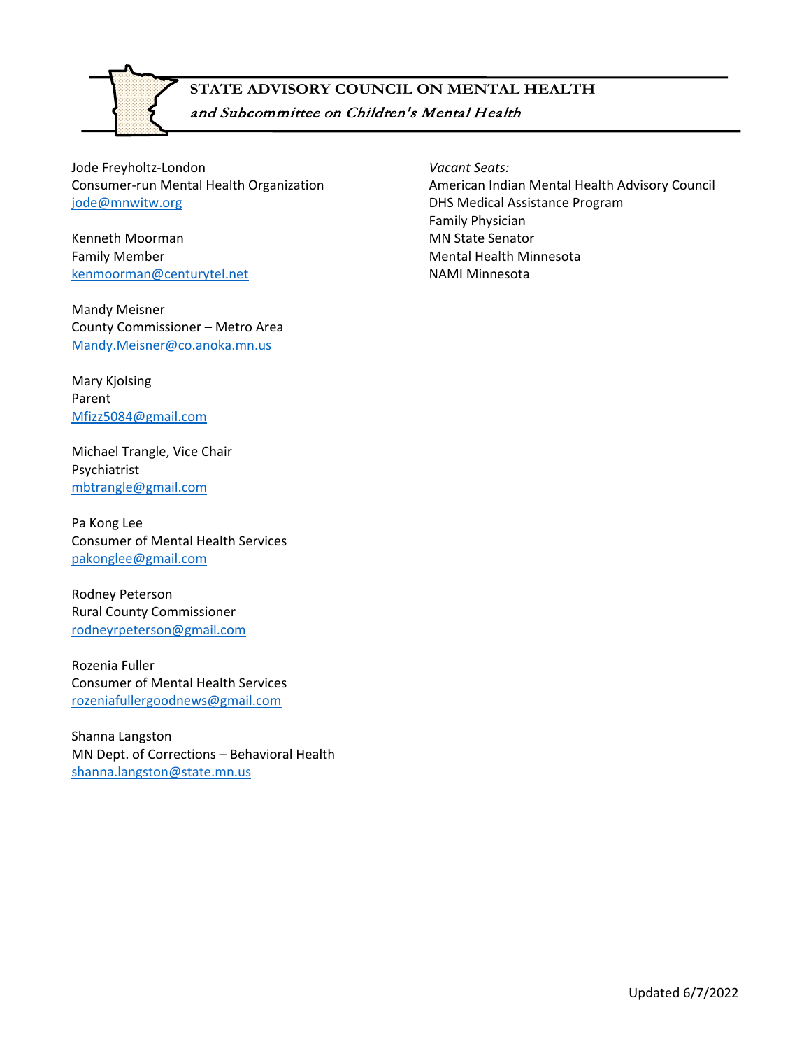**STATE ADVISORY COUNCIL ON MENTAL HEALTH**

*and Subcommittee on Children's Mental Health*

Jode Freyholtz-London
Consumer-run Mental Health Organization
jode@mnwitw.org

Kenneth Moorman
Family Member
kenmoorman@centurytel.net

Mandy Meisner
County Commissioner – Metro Area
Mandy.Meisner@co.anoka.mn.us

Mary Kjolsing
Parent
Mfizz5084@gmail.com

Michael Trangle, Vice Chair
Psychiatrist
mbtrangle@gmail.com

Pa Kong Lee
Consumer of Mental Health Services
pakonglee@gmail.com

Rodney Peterson
Rural County Commissioner
rodneyrpeterson@gmail.com

Rozenia Fuller
Consumer of Mental Health Services
rozeniafullergoodnews@gmail.com

Shanna Langston
MN Dept. of Corrections – Behavioral Health
shanna.langston@state.mn.us

*Vacant Seats:*
American Indian Mental Health Advisory Council
DHS Medical Assistance Program
Family Physician
MN State Senator
Mental Health Minnesota
NAMI Minnesota

Updated 6/7/2022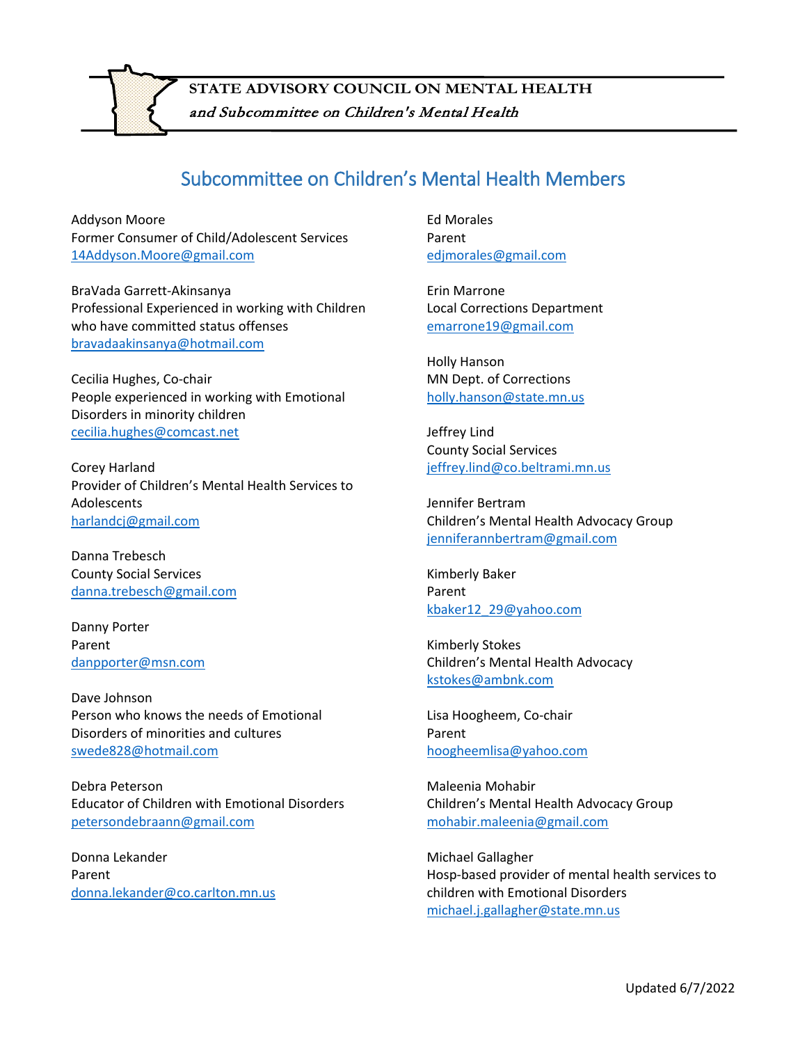**STATE ADVISORY COUNCIL ON MENTAL HEALTH**
*and Subcommittee on Children's Mental Health*

# Subcommittee on Children's Mental Health Members

Addyson Moore
Former Consumer of Child/Adolescent Services
14Addyson.Moore@gmail.com

BraVada Garrett-Akinsanya
Professional Experienced in working with Children who have committed status offenses
bravadaakinsanya@hotmail.com

Cecilia Hughes, Co-chair
People experienced in working with Emotional Disorders in minority children
cecilia.hughes@comcast.net

Corey Harland
Provider of Children's Mental Health Services to Adolescents
harlandcj@gmail.com

Danna Trebesch
County Social Services
danna.trebesch@gmail.com

Danny Porter
Parent
danpporter@msn.com

Dave Johnson
Person who knows the needs of Emotional Disorders of minorities and cultures
swede828@hotmail.com

Debra Peterson
Educator of Children with Emotional Disorders
petersondebraann@gmail.com

Donna Lekander
Parent
donna.lekander@co.carlton.mn.us

Ed Morales
Parent
edjmorales@gmail.com

Erin Marrone
Local Corrections Department
emarrone19@gmail.com

Holly Hanson
MN Dept. of Corrections
holly.hanson@state.mn.us

Jeffrey Lind
County Social Services
jeffrey.lind@co.beltrami.mn.us

Jennifer Bertram
Children's Mental Health Advocacy Group
jenniferannbertram@gmail.com

Kimberly Baker
Parent
kbaker12_29@yahoo.com

Kimberly Stokes
Children's Mental Health Advocacy
kstokes@ambnk.com

Lisa Hoogheem, Co-chair
Parent
hoogheemlisa@yahoo.com

Maleenia Mohabir
Children's Mental Health Advocacy Group
mohabir.maleenia@gmail.com

Michael Gallagher
Hosp-based provider of mental health services to children with Emotional Disorders
michael.j.gallagher@state.mn.us

Updated 6/7/2022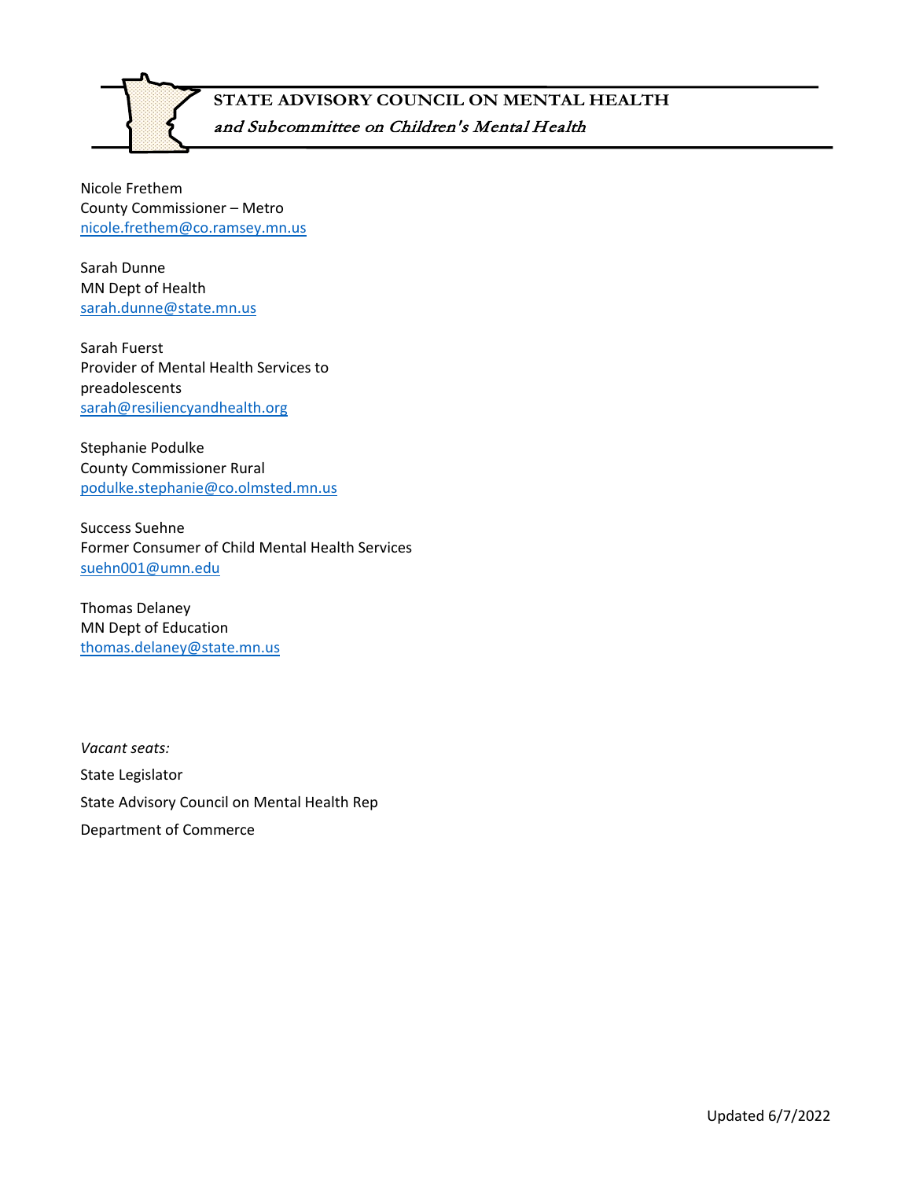**STATE ADVISORY COUNCIL ON MENTAL HEALTH**

*and Subcommittee on Children's Mental Health*

Nicole Frethem
County Commissioner – Metro
nicole.frethem@co.ramsey.mn.us

Sarah Dunne
MN Dept of Health
sarah.dunne@state.mn.us

Sarah Fuerst
Provider of Mental Health Services to preadolescents
sarah@resiliencyandhealth.org

Stephanie Podulke
County Commissioner Rural
podulke.stephanie@co.olmsted.mn.us

Success Suehne
Former Consumer of Child Mental Health Services
suehn001@umn.edu

Thomas Delaney
MN Dept of Education
thomas.delaney@state.mn.us

*Vacant seats:*

State Legislator

State Advisory Council on Mental Health Rep

Department of Commerce

Updated 6/7/2022